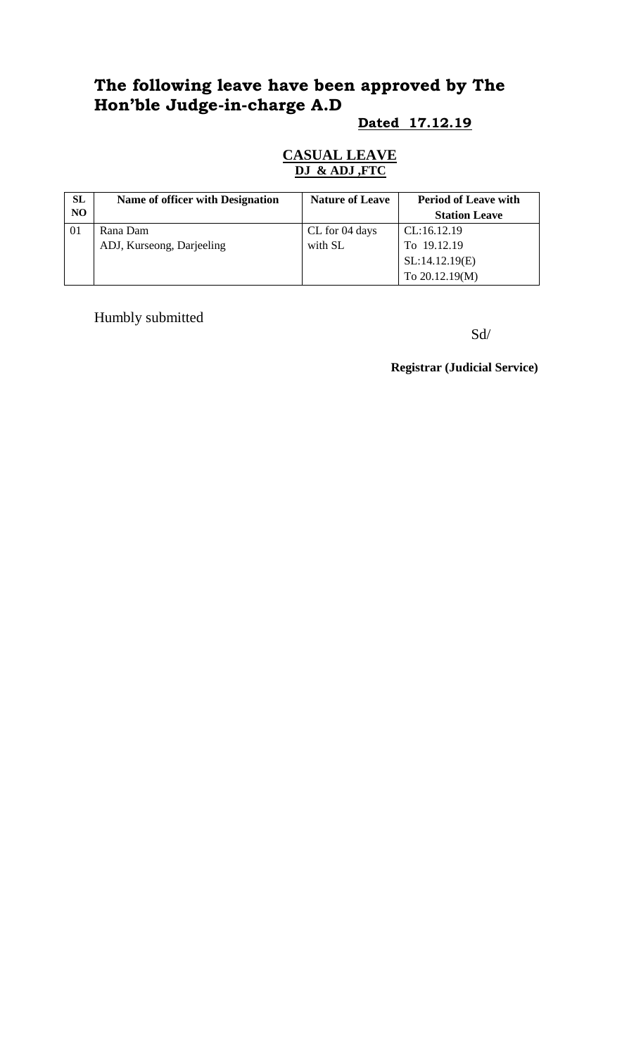# The following leave have been approved by The Hon'ble Judge-in-charge A.D

**Dated 17.12.19**

**CASUAL LEAVE**

**DJ & ADJ ,FTC**

| SL NO | Name of officer with Designation | Nature of Leave | Period of Leave with Station Leave |
|---|---|---|---|
| 01 | Rana Dam<br>ADJ, Kurseong, Darjeeling | CL for 04 days with SL | CL:16.12.19<br>To 19.12.19<br>SL:14.12.19(E)<br>To 20.12.19(M) |

Humbly submitted

Sd/

**Registrar (Judicial Service)**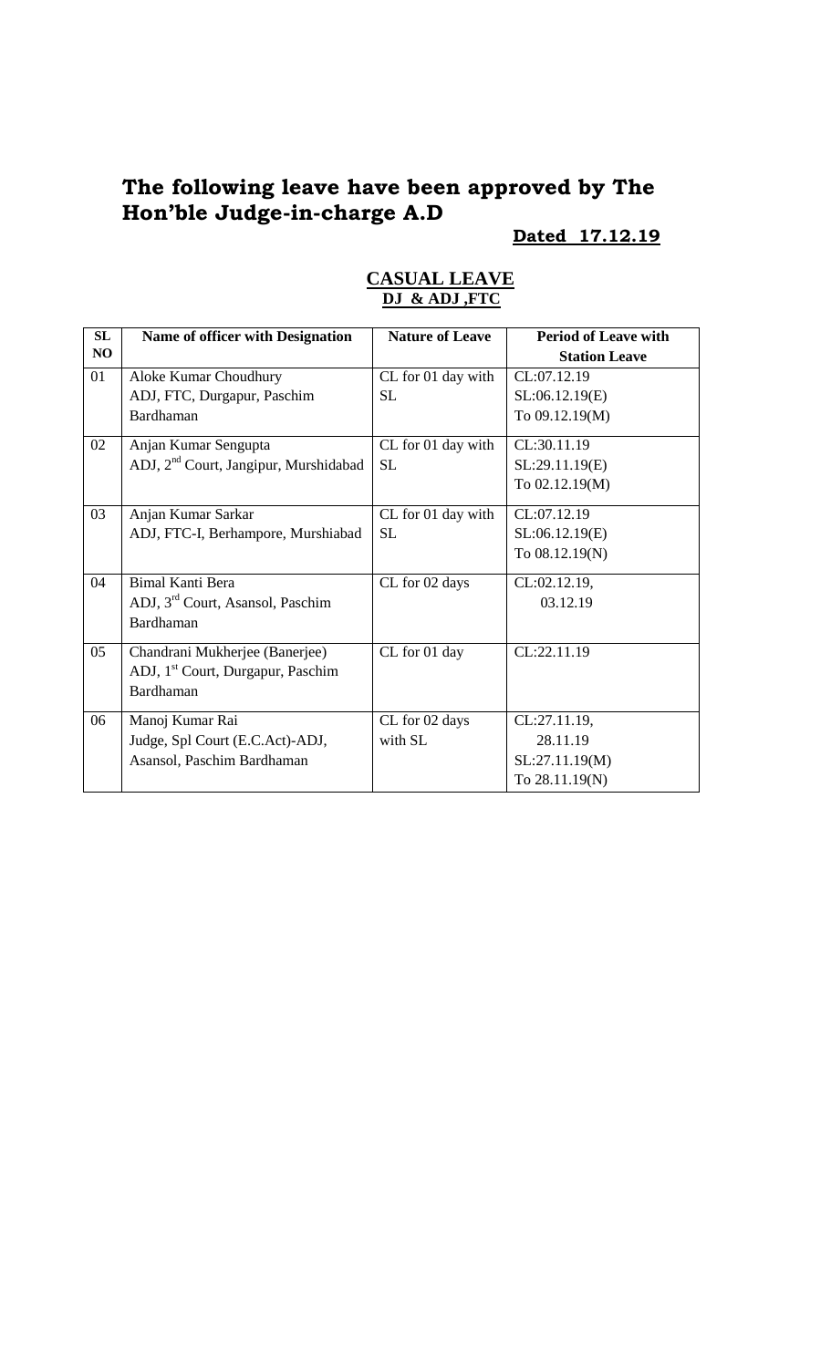# The following leave have been approved by The Hon'ble Judge-in-charge A.D

**Dated 17.12.19**

## CASUAL LEAVE

**DJ & ADJ ,FTC**

| SL NO | Name of officer with Designation | Nature of Leave | Period of Leave with Station Leave |
|---|---|---|---|
| 01 | Aloke Kumar Choudhury<br>ADJ, FTC, Durgapur, Paschim Bardhaman | CL for 01 day with SL | CL:07.12.19<br>SL:06.12.19(E)<br>To 09.12.19(M) |
| 02 | Anjan Kumar Sengupta<br>ADJ, 2nd Court, Jangipur, Murshidabad | CL for 01 day with SL | CL:30.11.19<br>SL:29.11.19(E)<br>To 02.12.19(M) |
| 03 | Anjan Kumar Sarkar<br>ADJ, FTC-I, Berhampore, Murshiabad | CL for 01 day with SL | CL:07.12.19<br>SL:06.12.19(E)<br>To 08.12.19(N) |
| 04 | Bimal Kanti Bera<br>ADJ, 3rd Court, Asansol, Paschim Bardhaman | CL for 02 days | CL:02.12.19,<br>03.12.19 |
| 05 | Chandrani Mukherjee (Banerjee)<br>ADJ, 1st Court, Durgapur, Paschim Bardhaman | CL for 01 day | CL:22.11.19 |
| 06 | Manoj Kumar Rai<br>Judge, Spl Court (E.C.Act)-ADJ, Asansol, Paschim Bardhaman | CL for 02 days with SL | CL:27.11.19,<br>28.11.19<br>SL:27.11.19(M)<br>To 28.11.19(N) |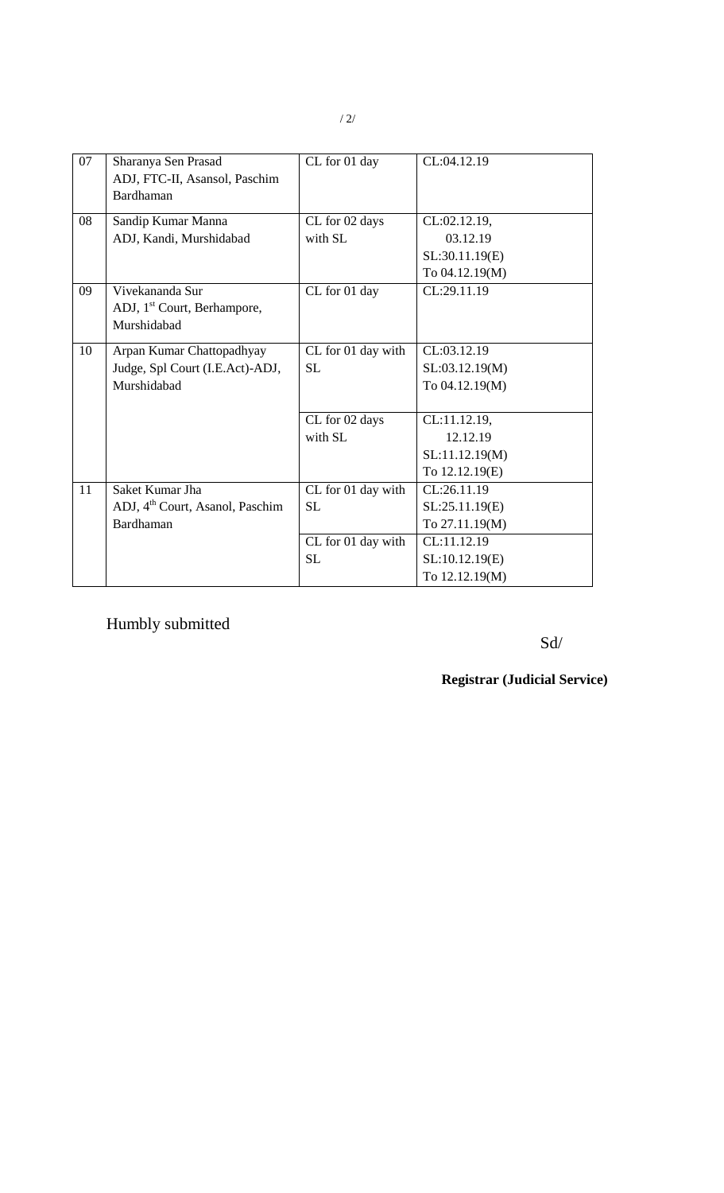| 07 | Sharanya Sen Prasad<br>ADJ, FTC-II, Asansol, Paschim Bardhaman | CL for 01 day | CL:04.12.19 |
|---|---|---|---|
| 08 | Sandip Kumar Manna<br>ADJ, Kandi, Murshidabad | CL for 02 days with SL | CL:02.12.19,<br>03.12.19<br>SL:30.11.19(E)<br>To 04.12.19(M) |
| 09 | Vivekananda Sur<br>ADJ, 1st Court, Berhampore, Murshidabad | CL for 01 day | CL:29.11.19 |
| 10 | Arpan Kumar Chattopadhyay<br>Judge, Spl Court (I.E.Act)-ADJ, Murshidabad | CL for 01 day with SL | CL:03.12.19<br>SL:03.12.19(M)<br>To 04.12.19(M) |
| | | CL for 02 days with SL | CL:11.12.19,<br>12.12.19<br>SL:11.12.19(M)<br>To 12.12.19(E) |
| 11 | Saket Kumar Jha<br>ADJ, 4th Court, Asanol, Paschim Bardhaman | CL for 01 day with SL | CL:26.11.19<br>SL:25.11.19(E)<br>To 27.11.19(M) |
| | | CL for 01 day with SL | CL:11.12.19<br>SL:10.12.19(E)<br>To 12.12.19(M) |

Humbly submitted

Sd/

**Registrar (Judicial Service)**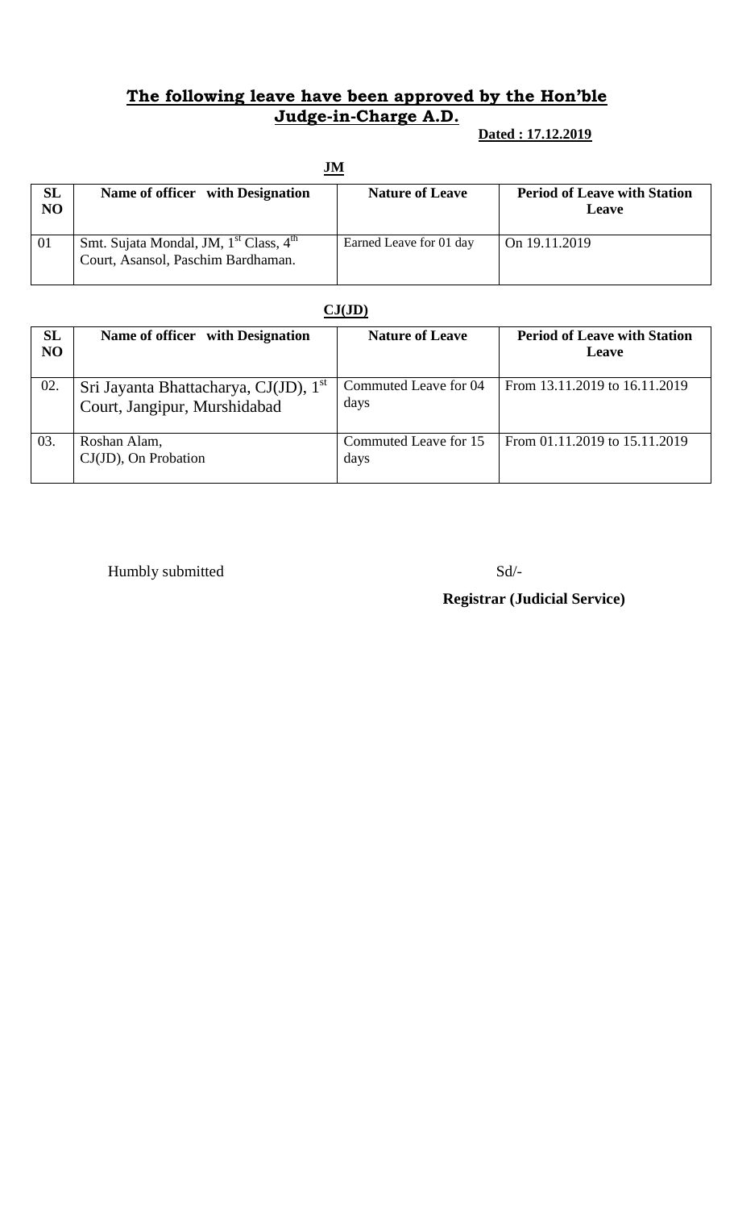## The following leave have been approved by the Hon'ble Judge-in-Charge A.D.

**Dated : 17.12.2019**

**JM**

| SL NO | Name of officer with Designation | Nature of Leave | Period of Leave with Station Leave |
|---|---|---|---|
| 01 | Smt. Sujata Mondal, JM, 1st Class, 4th Court, Asansol, Paschim Bardhaman. | Earned Leave for 01 day | On 19.11.2019 |

**CJ(JD)**

| SL NO | Name of officer with Designation | Nature of Leave | Period of Leave with Station Leave |
|---|---|---|---|
| 02. | Sri Jayanta Bhattacharya, CJ(JD), 1st Court, Jangipur, Murshidabad | Commuted Leave for 04 days | From 13.11.2019 to 16.11.2019 |
| 03. | Roshan Alam, CJ(JD), On Probation | Commuted Leave for 15 days | From 01.11.2019 to 15.11.2019 |

Humbly submitted

Sd/-

**Registrar (Judicial Service)**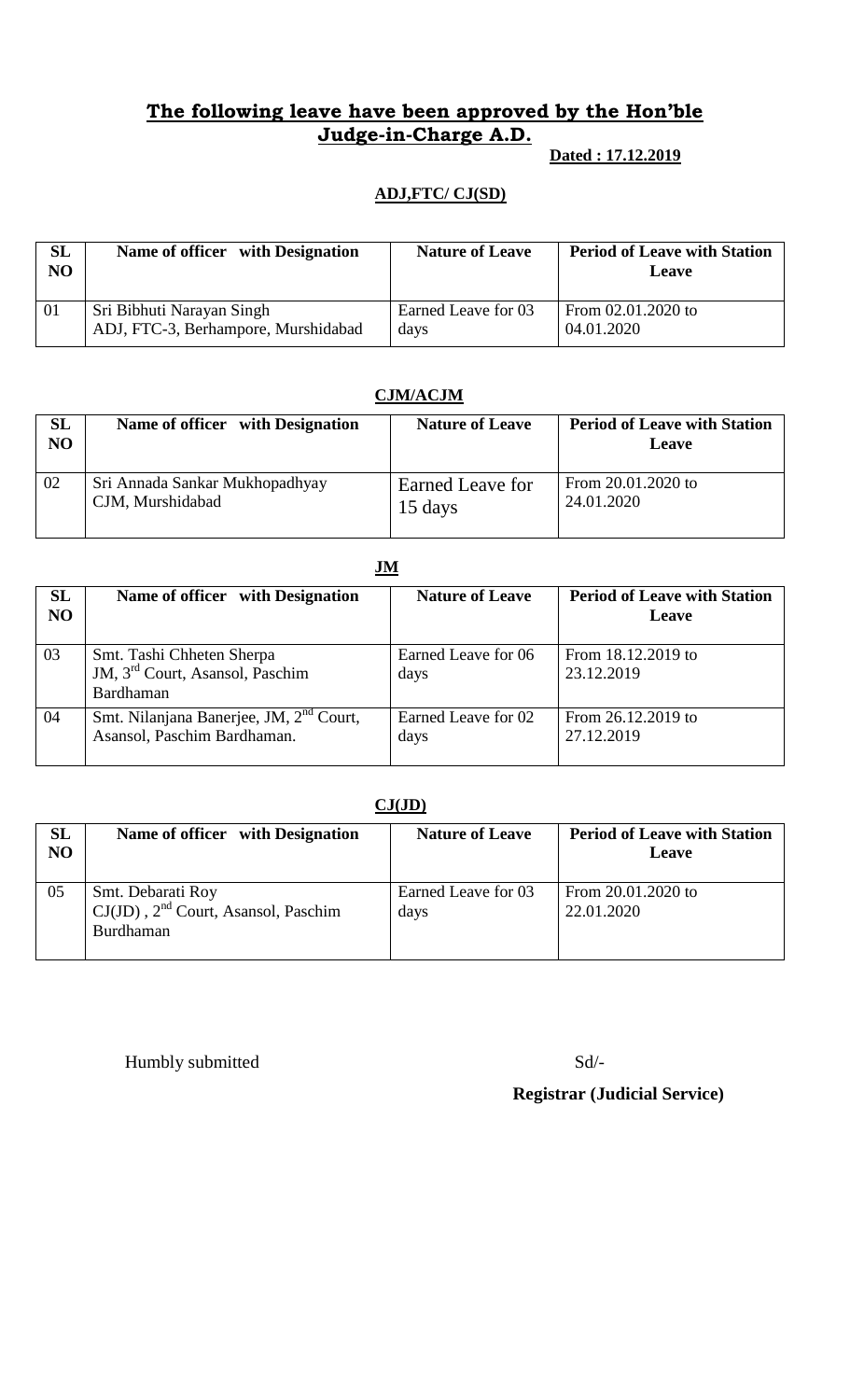## **The following leave have been approved by the Hon'ble Judge-in-Charge A.D.**

**Dated : 17.12.2019**

**ADJ,FTC/ CJ(SD)**

| SL NO | Name of officer with Designation | Nature of Leave | Period of Leave with Station Leave |
|---|---|---|---|
| 01 | Sri Bibhuti Narayan Singh ADJ, FTC-3, Berhampore, Murshidabad | Earned Leave for 03 days | From 02.01.2020 to 04.01.2020 |

**CJM/ACJM**

| SL NO | Name of officer with Designation | Nature of Leave | Period of Leave with Station Leave |
|---|---|---|---|
| 02 | Sri Annada Sankar Mukhopadhyay CJM, Murshidabad | Earned Leave for 15 days | From 20.01.2020 to 24.01.2020 |

**JM**

| SL NO | Name of officer with Designation | Nature of Leave | Period of Leave with Station Leave |
|---|---|---|---|
| 03 | Smt. Tashi Chheten Sherpa JM, 3rd Court, Asansol, Paschim Bardhaman | Earned Leave for 06 days | From 18.12.2019 to 23.12.2019 |
| 04 | Smt. Nilanjana Banerjee, JM, 2nd Court, Asansol, Paschim Bardhaman. | Earned Leave for 02 days | From 26.12.2019 to 27.12.2019 |

**CJ(JD)**

| SL NO | Name of officer with Designation | Nature of Leave | Period of Leave with Station Leave |
|---|---|---|---|
| 05 | Smt. Debarati Roy CJ(JD) , 2nd Court, Asansol, Paschim Burdhaman | Earned Leave for 03 days | From 20.01.2020 to 22.01.2020 |

Humbly submitted

Sd/-

**Registrar (Judicial Service)**